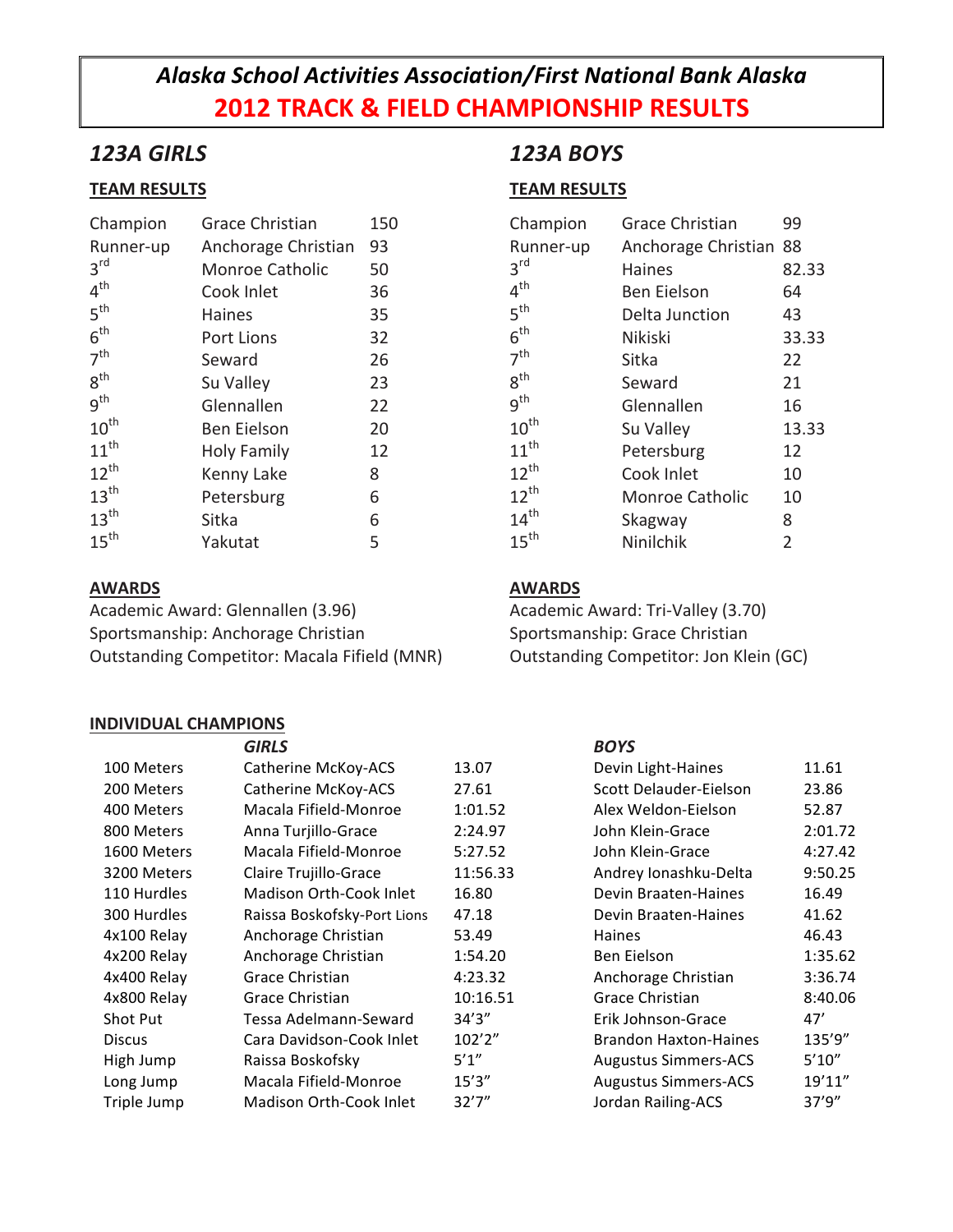# *Alaska School Activities Association/First National Bank Alaska*
# 2012 TRACK & FIELD CHAMPIONSHIP RESULTS

## *123A GIRLS*

### TEAM RESULTS

| Place | Team | Points |
|---|---|---|
| Champion | Grace Christian | 150 |
| Runner-up | Anchorage Christian | 93 |
| 3rd | Monroe Catholic | 50 |
| 4th | Cook Inlet | 36 |
| 5th | Haines | 35 |
| 6th | Port Lions | 32 |
| 7th | Seward | 26 |
| 8th | Su Valley | 23 |
| 9th | Glennallen | 22 |
| 10th | Ben Eielson | 20 |
| 11th | Holy Family | 12 |
| 12th | Kenny Lake | 8 |
| 13th | Petersburg | 6 |
| 13th | Sitka | 6 |
| 15th | Yakutat | 5 |

### AWARDS

Academic Award: Glennallen (3.96)
Sportsmanship: Anchorage Christian
Outstanding Competitor: Macala Fifield (MNR)

## *123A BOYS*

### TEAM RESULTS

| Place | Team | Points |
|---|---|---|
| Champion | Grace Christian | 99 |
| Runner-up | Anchorage Christian | 88 |
| 3rd | Haines | 82.33 |
| 4th | Ben Eielson | 64 |
| 5th | Delta Junction | 43 |
| 6th | Nikiski | 33.33 |
| 7th | Sitka | 22 |
| 8th | Seward | 21 |
| 9th | Glennallen | 16 |
| 10th | Su Valley | 13.33 |
| 11th | Petersburg | 12 |
| 12th | Cook Inlet | 10 |
| 12th | Monroe Catholic | 10 |
| 14th | Skagway | 8 |
| 15th | Ninilchik | 2 |

### AWARDS

Academic Award: Tri-Valley (3.70)
Sportsmanship: Grace Christian
Outstanding Competitor: Jon Klein (GC)

### INDIVIDUAL CHAMPIONS

| Event | *GIRLS* | | *BOYS* | |
|---|---|---|---|---|
| 100 Meters | Catherine McKoy-ACS | 13.07 | Devin Light-Haines | 11.61 |
| 200 Meters | Catherine McKoy-ACS | 27.61 | Scott Delauder-Eielson | 23.86 |
| 400 Meters | Macala Fifield-Monroe | 1:01.52 | Alex Weldon-Eielson | 52.87 |
| 800 Meters | Anna Turjillo-Grace | 2:24.97 | John Klein-Grace | 2:01.72 |
| 1600 Meters | Macala Fifield-Monroe | 5:27.52 | John Klein-Grace | 4:27.42 |
| 3200 Meters | Claire Trujillo-Grace | 11:56.33 | Andrey Ionashku-Delta | 9:50.25 |
| 110 Hurdles | Madison Orth-Cook Inlet | 16.80 | Devin Braaten-Haines | 16.49 |
| 300 Hurdles | Raissa Boskofsky-Port Lions | 47.18 | Devin Braaten-Haines | 41.62 |
| 4x100 Relay | Anchorage Christian | 53.49 | Haines | 46.43 |
| 4x200 Relay | Anchorage Christian | 1:54.20 | Ben Eielson | 1:35.62 |
| 4x400 Relay | Grace Christian | 4:23.32 | Anchorage Christian | 3:36.74 |
| 4x800 Relay | Grace Christian | 10:16.51 | Grace Christian | 8:40.06 |
| Shot Put | Tessa Adelmann-Seward | 34'3" | Erik Johnson-Grace | 47' |
| Discus | Cara Davidson-Cook Inlet | 102'2" | Brandon Haxton-Haines | 135'9" |
| High Jump | Raissa Boskofsky | 5'1" | Augustus Simmers-ACS | 5'10" |
| Long Jump | Macala Fifield-Monroe | 15'3" | Augustus Simmers-ACS | 19'11" |
| Triple Jump | Madison Orth-Cook Inlet | 32'7" | Jordan Railing-ACS | 37'9" |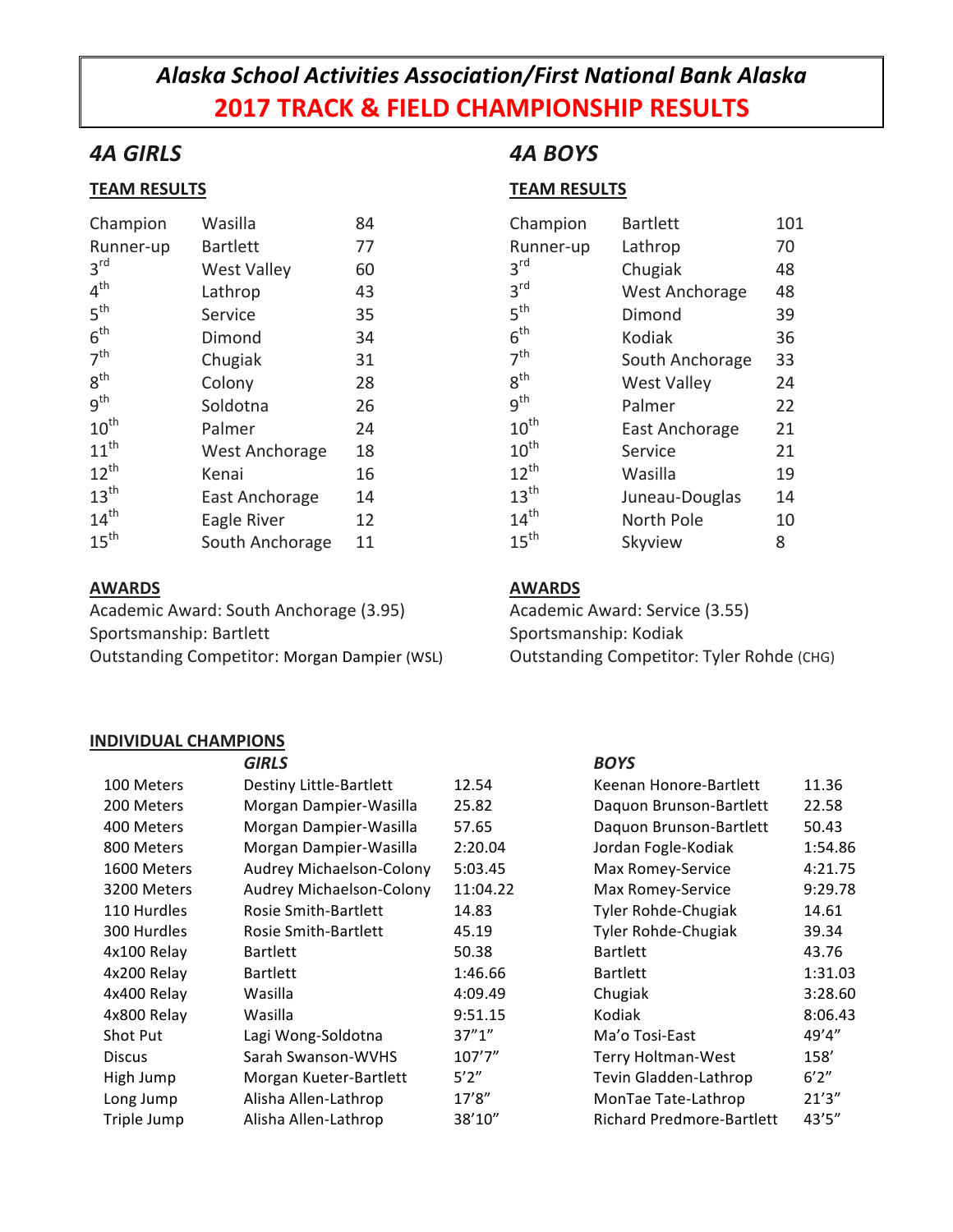# Alaska School Activities Association/First National Bank Alaska

## 2017 TRACK & FIELD CHAMPIONSHIP RESULTS

## 4A GIRLS

**TEAM RESULTS**

| | | |
|---|---|---|
| Champion | Wasilla | 84 |
| Runner-up | Bartlett | 77 |
| 3rd | West Valley | 60 |
| 4th | Lathrop | 43 |
| 5th | Service | 35 |
| 6th | Dimond | 34 |
| 7th | Chugiak | 31 |
| 8th | Colony | 28 |
| 9th | Soldotna | 26 |
| 10th | Palmer | 24 |
| 11th | West Anchorage | 18 |
| 12th | Kenai | 16 |
| 13th | East Anchorage | 14 |
| 14th | Eagle River | 12 |
| 15th | South Anchorage | 11 |

**AWARDS**

Academic Award: South Anchorage (3.95)
Sportsmanship: Bartlett
Outstanding Competitor: Morgan Dampier (WSL)

## 4A BOYS

**TEAM RESULTS**

| | | |
|---|---|---|
| Champion | Bartlett | 101 |
| Runner-up | Lathrop | 70 |
| 3rd | Chugiak | 48 |
| 3rd | West Anchorage | 48 |
| 5th | Dimond | 39 |
| 6th | Kodiak | 36 |
| 7th | South Anchorage | 33 |
| 8th | West Valley | 24 |
| 9th | Palmer | 22 |
| 10th | East Anchorage | 21 |
| 10th | Service | 21 |
| 12th | Wasilla | 19 |
| 13th | Juneau-Douglas | 14 |
| 14th | North Pole | 10 |
| 15th | Skyview | 8 |

**AWARDS**

Academic Award: Service (3.55)
Sportsmanship: Kodiak
Outstanding Competitor: Tyler Rohde (CHG)

**INDIVIDUAL CHAMPIONS**

| | *GIRLS* | | *BOYS* | |
|---|---|---|---|---|
| 100 Meters | Destiny Little-Bartlett | 12.54 | Keenan Honore-Bartlett | 11.36 |
| 200 Meters | Morgan Dampier-Wasilla | 25.82 | Daquon Brunson-Bartlett | 22.58 |
| 400 Meters | Morgan Dampier-Wasilla | 57.65 | Daquon Brunson-Bartlett | 50.43 |
| 800 Meters | Morgan Dampier-Wasilla | 2:20.04 | Jordan Fogle-Kodiak | 1:54.86 |
| 1600 Meters | Audrey Michaelson-Colony | 5:03.45 | Max Romey-Service | 4:21.75 |
| 3200 Meters | Audrey Michaelson-Colony | 11:04.22 | Max Romey-Service | 9:29.78 |
| 110 Hurdles | Rosie Smith-Bartlett | 14.83 | Tyler Rohde-Chugiak | 14.61 |
| 300 Hurdles | Rosie Smith-Bartlett | 45.19 | Tyler Rohde-Chugiak | 39.34 |
| 4x100 Relay | Bartlett | 50.38 | Bartlett | 43.76 |
| 4x200 Relay | Bartlett | 1:46.66 | Bartlett | 1:31.03 |
| 4x400 Relay | Wasilla | 4:09.49 | Chugiak | 3:28.60 |
| 4x800 Relay | Wasilla | 9:51.15 | Kodiak | 8:06.43 |
| Shot Put | Lagi Wong-Soldotna | 37"1" | Ma'o Tosi-East | 49'4" |
| Discus | Sarah Swanson-WVHS | 107'7" | Terry Holtman-West | 158' |
| High Jump | Morgan Kueter-Bartlett | 5'2" | Tevin Gladden-Lathrop | 6'2" |
| Long Jump | Alisha Allen-Lathrop | 17'8" | MonTae Tate-Lathrop | 21'3" |
| Triple Jump | Alisha Allen-Lathrop | 38'10" | Richard Predmore-Bartlett | 43'5" |